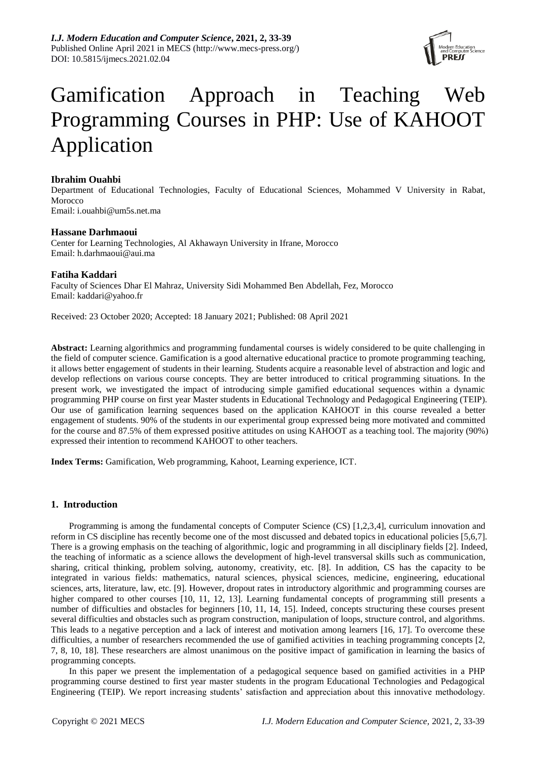# Gamification Approach in Teaching Web Programming Courses in PHP: Use of KAHOOT Application

**Ibrahim Ouahbi**

Department of Educational Technologies, Faculty of Educational Sciences, Mohammed V University in Rabat, Morocco

Email: i.ouahbi@um5s.net.ma

**Hassane Darhmaoui**

Center for Learning Technologies, Al Akhawayn University in Ifrane, Morocco

Email: h.darhmaoui@aui.ma

**Fatiha Kaddari**

Faculty of Sciences Dhar El Mahraz, University Sidi Mohammed Ben Abdellah, Fez, Morocco

Email: kaddari@yahoo.fr

Received: 23 October 2020; Accepted: 18 January 2021; Published: 08 April 2021

**Abstract:** Learning algorithmics and programming fundamental courses is widely considered to be quite challenging in the field of computer science. Gamification is a good alternative educational practice to promote programming teaching, it allows better engagement of students in their learning. Students acquire a reasonable level of abstraction and logic and develop reflections on various course concepts. They are better introduced to critical programming situations. In the present work, we investigated the impact of introducing simple gamified educational sequences within a dynamic programming PHP course on first year Master students in Educational Technology and Pedagogical Engineering (TEIP). Our use of gamification learning sequences based on the application KAHOOT in this course revealed a better engagement of students. 90% of the students in our experimental group expressed being more motivated and committed for the course and 87.5% of them expressed positive attitudes on using KAHOOT as a teaching tool. The majority (90%) expressed their intention to recommend KAHOOT to other teachers.

**Index Terms:** Gamification, Web programming, Kahoot, Learning experience, ICT.

## 1. Introduction

Programming is among the fundamental concepts of Computer Science (CS) [1,2,3,4], curriculum innovation and reform in CS discipline has recently become one of the most discussed and debated topics in educational policies [5,6,7]. There is a growing emphasis on the teaching of algorithmic, logic and programming in all disciplinary fields [2]. Indeed, the teaching of informatic as a science allows the development of high-level transversal skills such as communication, sharing, critical thinking, problem solving, autonomy, creativity, etc. [8]. In addition, CS has the capacity to be integrated in various fields: mathematics, natural sciences, physical sciences, medicine, engineering, educational sciences, arts, literature, law, etc. [9]. However, dropout rates in introductory algorithmic and programming courses are higher compared to other courses [10, 11, 12, 13]. Learning fundamental concepts of programming still presents a number of difficulties and obstacles for beginners [10, 11, 14, 15]. Indeed, concepts structuring these courses present several difficulties and obstacles such as program construction, manipulation of loops, structure control, and algorithms. This leads to a negative perception and a lack of interest and motivation among learners [16, 17]. To overcome these difficulties, a number of researchers recommended the use of gamified activities in teaching programming concepts [2, 7, 8, 10, 18]. These researchers are almost unanimous on the positive impact of gamification in learning the basics of programming concepts.

In this paper we present the implementation of a pedagogical sequence based on gamified activities in a PHP programming course destined to first year master students in the program Educational Technologies and Pedagogical Engineering (TEIP). We report increasing students' satisfaction and appreciation about this innovative methodology.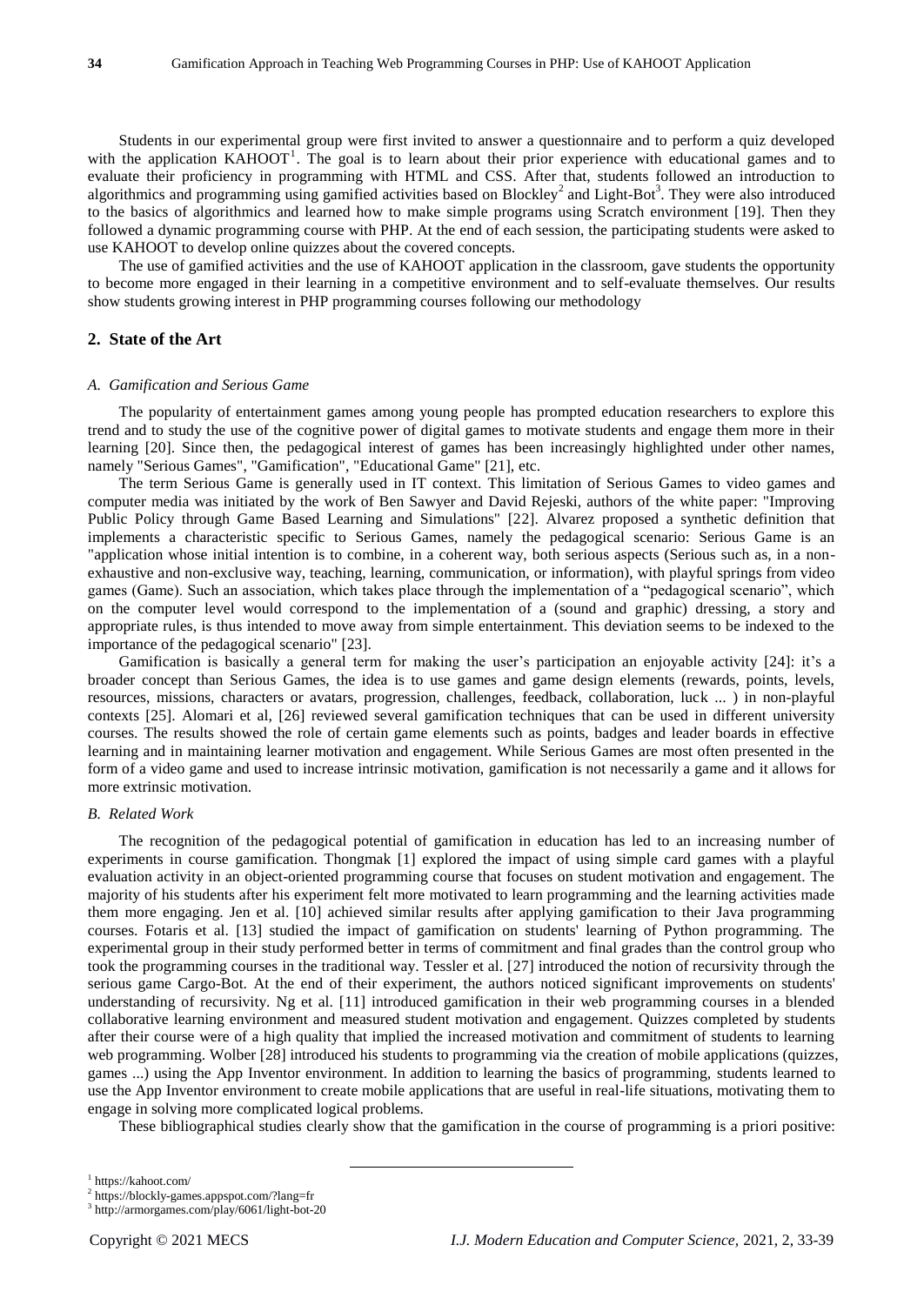Students in our experimental group were first invited to answer a questionnaire and to perform a quiz developed with the application KAHOOT[1]. The goal is to learn about their prior experience with educational games and to evaluate their proficiency in programming with HTML and CSS. After that, students followed an introduction to algorithmics and programming using gamified activities based on Blockley[2] and Light-Bot[3]. They were also introduced to the basics of algorithmics and learned how to make simple programs using Scratch environment [19]. Then they followed a dynamic programming course with PHP. At the end of each session, the participating students were asked to use KAHOOT to develop online quizzes about the covered concepts.

The use of gamified activities and the use of KAHOOT application in the classroom, gave students the opportunity to become more engaged in their learning in a competitive environment and to self-evaluate themselves. Our results show students growing interest in PHP programming courses following our methodology

## 2. State of the Art

### *A. Gamification and Serious Game*

The popularity of entertainment games among young people has prompted education researchers to explore this trend and to study the use of the cognitive power of digital games to motivate students and engage them more in their learning [20]. Since then, the pedagogical interest of games has been increasingly highlighted under other names, namely "Serious Games", "Gamification", "Educational Game" [21], etc.

The term Serious Game is generally used in IT context. This limitation of Serious Games to video games and computer media was initiated by the work of Ben Sawyer and David Rejeski, authors of the white paper: "Improving Public Policy through Game Based Learning and Simulations" [22]. Alvarez proposed a synthetic definition that implements a characteristic specific to Serious Games, namely the pedagogical scenario: Serious Game is an "application whose initial intention is to combine, in a coherent way, both serious aspects (Serious such as, in a non-exhaustive and non-exclusive way, teaching, learning, communication, or information), with playful springs from video games (Game). Such an association, which takes place through the implementation of a "pedagogical scenario", which on the computer level would correspond to the implementation of a (sound and graphic) dressing, a story and appropriate rules, is thus intended to move away from simple entertainment. This deviation seems to be indexed to the importance of the pedagogical scenario" [23].

Gamification is basically a general term for making the user's participation an enjoyable activity [24]: it's a broader concept than Serious Games, the idea is to use games and game design elements (rewards, points, levels, resources, missions, characters or avatars, progression, challenges, feedback, collaboration, luck ... ) in non-playful contexts [25]. Alomari et al, [26] reviewed several gamification techniques that can be used in different university courses. The results showed the role of certain game elements such as points, badges and leader boards in effective learning and in maintaining learner motivation and engagement. While Serious Games are most often presented in the form of a video game and used to increase intrinsic motivation, gamification is not necessarily a game and it allows for more extrinsic motivation.

### *B. Related Work*

The recognition of the pedagogical potential of gamification in education has led to an increasing number of experiments in course gamification. Thongmak [1] explored the impact of using simple card games with a playful evaluation activity in an object-oriented programming course that focuses on student motivation and engagement. The majority of his students after his experiment felt more motivated to learn programming and the learning activities made them more engaging. Jen et al. [10] achieved similar results after applying gamification to their Java programming courses. Fotaris et al. [13] studied the impact of gamification on students' learning of Python programming. The experimental group in their study performed better in terms of commitment and final grades than the control group who took the programming courses in the traditional way. Tessler et al. [27] introduced the notion of recursivity through the serious game Cargo-Bot. At the end of their experiment, the authors noticed significant improvements on students' understanding of recursivity. Ng et al. [11] introduced gamification in their web programming courses in a blended collaborative learning environment and measured student motivation and engagement. Quizzes completed by students after their course were of a high quality that implied the increased motivation and commitment of students to learning web programming. Wolber [28] introduced his students to programming via the creation of mobile applications (quizzes, games ...) using the App Inventor environment. In addition to learning the basics of programming, students learned to use the App Inventor environment to create mobile applications that are useful in real-life situations, motivating them to engage in solving more complicated logical problems.

These bibliographical studies clearly show that the gamification in the course of programming is a priori positive:

---

[1] https://kahoot.com/

[2] https://blockly-games.appspot.com/?lang=fr

[3] http://armorgames.com/play/6061/light-bot-20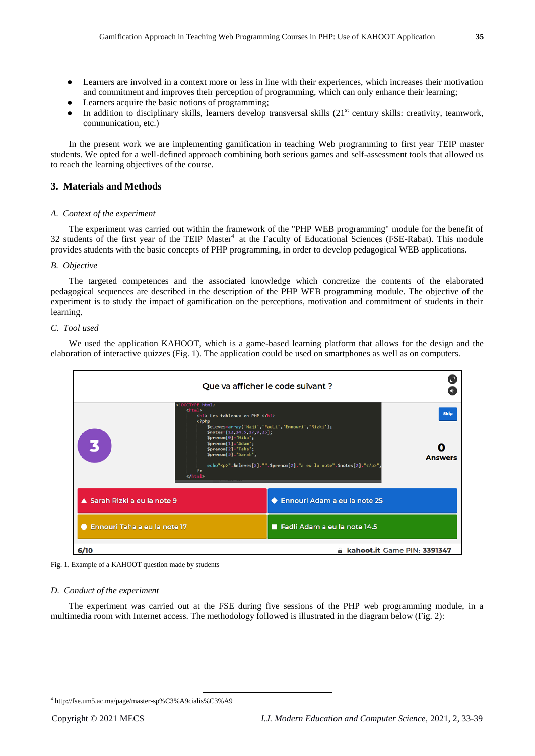- Learners are involved in a context more or less in line with their experiences, which increases their motivation and commitment and improves their perception of programming, which can only enhance their learning;
- Learners acquire the basic notions of programming;
- In addition to disciplinary skills, learners develop transversal skills (21st century skills: creativity, teamwork, communication, etc.)

In the present work we are implementing gamification in teaching Web programming to first year TEIP master students. We opted for a well-defined approach combining both serious games and self-assessment tools that allowed us to reach the learning objectives of the course.

## 3. Materials and Methods

*A. Context of the experiment*

The experiment was carried out within the framework of the "PHP WEB programming" module for the benefit of 32 students of the first year of the TEIP Master[4] at the Faculty of Educational Sciences (FSE-Rabat). This module provides students with the basic concepts of PHP programming, in order to develop pedagogical WEB applications.

*B. Objective*

The targeted competences and the associated knowledge which concretize the contents of the elaborated pedagogical sequences are described in the description of the PHP WEB programming module. The objective of the experiment is to study the impact of gamification on the perceptions, motivation and commitment of students in their learning.

*C. Tool used*

We used the application KAHOOT, which is a game-based learning platform that allows for the design and the elaboration of interactive quizzes (Fig. 1). The application could be used on smartphones as well as on computers.

Fig. 1. Example of a KAHOOT question made by students

*D. Conduct of the experiment*

The experiment was carried out at the FSE during five sessions of the PHP web programming module, in a multimedia room with Internet access. The methodology followed is illustrated in the diagram below (Fig. 2):

[4] http://fse.um5.ac.ma/page/master-sp%C3%A9cialis%C3%A9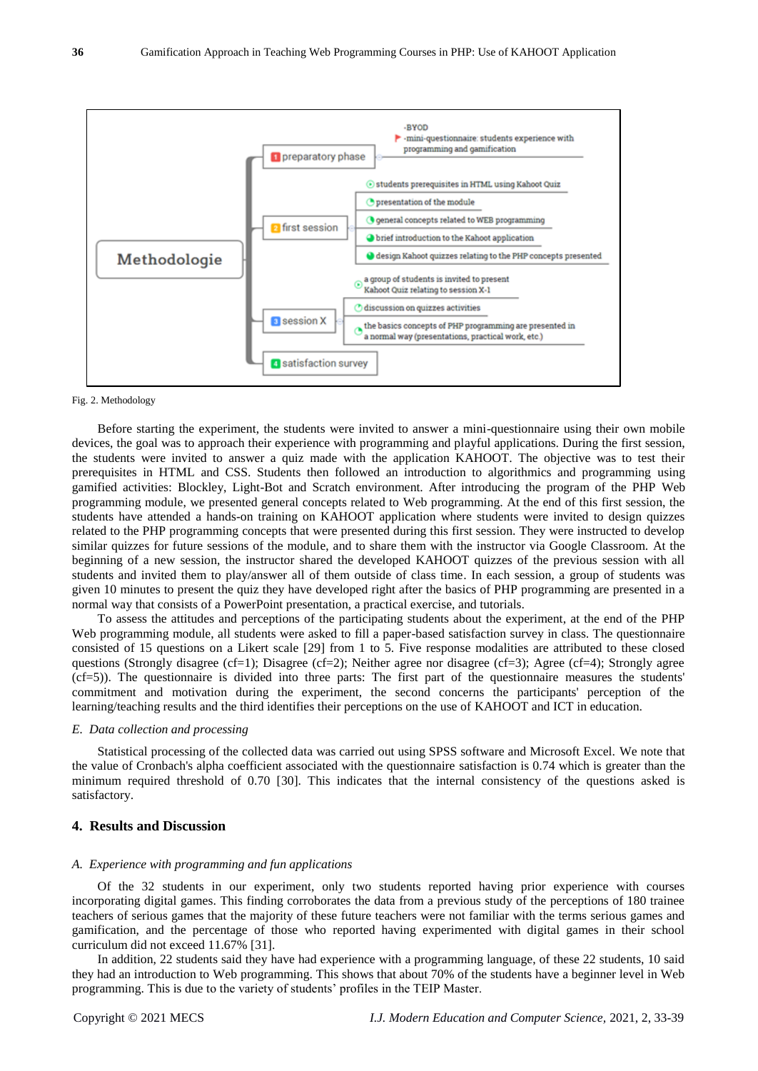- Methodologie
  - 1 preparatory phase
    - -BYOD
    - -mini-questionnaire: students experience with programming and gamification
  - 2 first session
    - students prerequisites in HTML using Kahoot Quiz
    - presentation of the module
    - general concepts related to WEB programming
    - brief introduction to the Kahoot application
    - design Kahoot quizzes relating to the PHP concepts presented
  - 3 session X
    - a group of students is invited to present Kahoot Quiz relating to session X-1
    - discussion on quizzes activities
    - the basics concepts of PHP programming are presented in a normal way (presentations, practical work, etc.)
  - 4 satisfaction survey

Fig. 2. Methodology

Before starting the experiment, the students were invited to answer a mini-questionnaire using their own mobile devices, the goal was to approach their experience with programming and playful applications. During the first session, the students were invited to answer a quiz made with the application KAHOOT. The objective was to test their prerequisites in HTML and CSS. Students then followed an introduction to algorithmics and programming using gamified activities: Blockley, Light-Bot and Scratch environment. After introducing the program of the PHP Web programming module, we presented general concepts related to Web programming. At the end of this first session, the students have attended a hands-on training on KAHOOT application where students were invited to design quizzes related to the PHP programming concepts that were presented during this first session. They were instructed to develop similar quizzes for future sessions of the module, and to share them with the instructor via Google Classroom. At the beginning of a new session, the instructor shared the developed KAHOOT quizzes of the previous session with all students and invited them to play/answer all of them outside of class time. In each session, a group of students was given 10 minutes to present the quiz they have developed right after the basics of PHP programming are presented in a normal way that consists of a PowerPoint presentation, a practical exercise, and tutorials.

To assess the attitudes and perceptions of the participating students about the experiment, at the end of the PHP Web programming module, all students were asked to fill a paper-based satisfaction survey in class. The questionnaire consisted of 15 questions on a Likert scale [29] from 1 to 5. Five response modalities are attributed to these closed questions (Strongly disagree (cf=1); Disagree (cf=2); Neither agree nor disagree (cf=3); Agree (cf=4); Strongly agree (cf=5)). The questionnaire is divided into three parts: The first part of the questionnaire measures the students' commitment and motivation during the experiment, the second concerns the participants' perception of the learning/teaching results and the third identifies their perceptions on the use of KAHOOT and ICT in education.

### *E. Data collection and processing*

Statistical processing of the collected data was carried out using SPSS software and Microsoft Excel. We note that the value of Cronbach's alpha coefficient associated with the questionnaire satisfaction is 0.74 which is greater than the minimum required threshold of 0.70 [30]. This indicates that the internal consistency of the questions asked is satisfactory.

## 4. Results and Discussion

### *A. Experience with programming and fun applications*

Of the 32 students in our experiment, only two students reported having prior experience with courses incorporating digital games. This finding corroborates the data from a previous study of the perceptions of 180 trainee teachers of serious games that the majority of these future teachers were not familiar with the terms serious games and gamification, and the percentage of those who reported having experimented with digital games in their school curriculum did not exceed 11.67% [31].

In addition, 22 students said they have had experience with a programming language, of these 22 students, 10 said they had an introduction to Web programming. This shows that about 70% of the students have a beginner level in Web programming. This is due to the variety of students' profiles in the TEIP Master.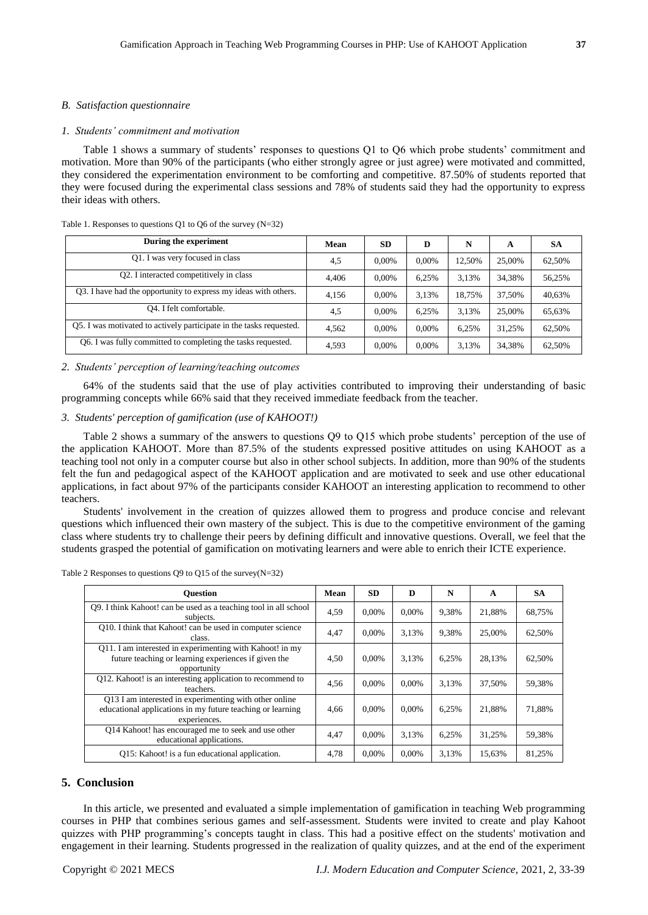### *B. Satisfaction questionnaire*

#### *1. Students' commitment and motivation*

Table 1 shows a summary of students' responses to questions Q1 to Q6 which probe students' commitment and motivation. More than 90% of the participants (who either strongly agree or just agree) were motivated and committed, they considered the experimentation environment to be comforting and competitive. 87.50% of students reported that they were focused during the experimental class sessions and 78% of students said they had the opportunity to express their ideas with others.

Table 1. Responses to questions Q1 to Q6 of the survey (N=32)

| During the experiment | Mean | SD | D | N | A | SA |
|---|---|---|---|---|---|---|
| Q1. I was very focused in class | 4,5 | 0,00% | 0,00% | 12,50% | 25,00% | 62,50% |
| Q2. I interacted competitively in class | 4,406 | 0,00% | 6,25% | 3,13% | 34,38% | 56,25% |
| Q3. I have had the opportunity to express my ideas with others. | 4,156 | 0,00% | 3,13% | 18,75% | 37,50% | 40,63% |
| Q4. I felt comfortable. | 4,5 | 0,00% | 6,25% | 3,13% | 25,00% | 65,63% |
| Q5. I was motivated to actively participate in the tasks requested. | 4,562 | 0,00% | 0,00% | 6,25% | 31,25% | 62,50% |
| Q6. I was fully committed to completing the tasks requested. | 4,593 | 0,00% | 0,00% | 3,13% | 34,38% | 62,50% |

#### *2. Students' perception of learning/teaching outcomes*

64% of the students said that the use of play activities contributed to improving their understanding of basic programming concepts while 66% said that they received immediate feedback from the teacher.

#### *3. Students' perception of gamification (use of KAHOOT!)*

Table 2 shows a summary of the answers to questions Q9 to Q15 which probe students' perception of the use of the application KAHOOT. More than 87.5% of the students expressed positive attitudes on using KAHOOT as a teaching tool not only in a computer course but also in other school subjects. In addition, more than 90% of the students felt the fun and pedagogical aspect of the KAHOOT application and are motivated to seek and use other educational applications, in fact about 97% of the participants consider KAHOOT an interesting application to recommend to other teachers.

Students' involvement in the creation of quizzes allowed them to progress and produce concise and relevant questions which influenced their own mastery of the subject. This is due to the competitive environment of the gaming class where students try to challenge their peers by defining difficult and innovative questions. Overall, we feel that the students grasped the potential of gamification on motivating learners and were able to enrich their ICTE experience.

Table 2 Responses to questions Q9 to Q15 of the survey(N=32)

| Question | Mean | SD | D | N | A | SA |
|---|---|---|---|---|---|---|
| Q9. I think Kahoot! can be used as a teaching tool in all school subjects. | 4,59 | 0,00% | 0,00% | 9,38% | 21,88% | 68,75% |
| Q10. I think that Kahoot! can be used in computer science class. | 4,47 | 0,00% | 3,13% | 9,38% | 25,00% | 62,50% |
| Q11. I am interested in experimenting with Kahoot! in my future teaching or learning experiences if given the opportunity | 4,50 | 0,00% | 3,13% | 6,25% | 28,13% | 62,50% |
| Q12. Kahoot! is an interesting application to recommend to teachers. | 4,56 | 0,00% | 0,00% | 3,13% | 37,50% | 59,38% |
| Q13 I am interested in experimenting with other online educational applications in my future teaching or learning experiences. | 4,66 | 0,00% | 0,00% | 6,25% | 21,88% | 71,88% |
| Q14 Kahoot! has encouraged me to seek and use other educational applications. | 4,47 | 0,00% | 3,13% | 6,25% | 31,25% | 59,38% |
| Q15: Kahoot! is a fun educational application. | 4,78 | 0,00% | 0,00% | 3,13% | 15,63% | 81,25% |

## 5. Conclusion

In this article, we presented and evaluated a simple implementation of gamification in teaching Web programming courses in PHP that combines serious games and self-assessment. Students were invited to create and play Kahoot quizzes with PHP programming's concepts taught in class. This had a positive effect on the students' motivation and engagement in their learning. Students progressed in the realization of quality quizzes, and at the end of the experiment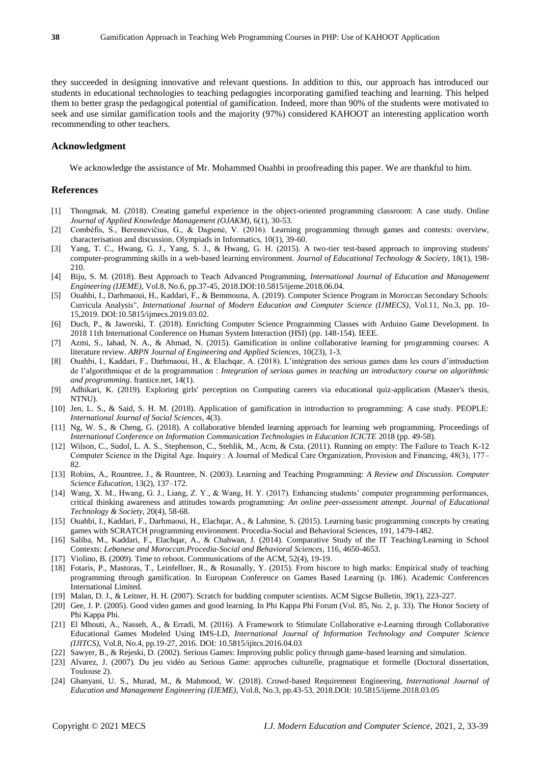they succeeded in designing innovative and relevant questions. In addition to this, our approach has introduced our students in educational technologies to teaching pedagogies incorporating gamified teaching and learning. This helped them to better grasp the pedagogical potential of gamification. Indeed, more than 90% of the students were motivated to seek and use similar gamification tools and the majority (97%) considered KAHOOT an interesting application worth recommending to other teachers.

## Acknowledgment

We acknowledge the assistance of Mr. Mohammed Ouahbi in proofreading this paper. We are thankful to him.

## References

[1] Thongmak, M. (2018). Creating gameful experience in the object-oriented programming classroom: A case study. Online *Journal of Applied Knowledge Management (OJAKM)*, 6(1), 30-53.

[2] Combéfis, S., Beresnevičius, G., & Dagienė, V. (2016). Learning programming through games and contests: overview, characterisation and discussion. Olympiads in Informatics, 10(1), 39-60.

[3] Yang, T. C., Hwang, G. J., Yang, S. J., & Hwang, G. H. (2015). A two-tier test-based approach to improving students' computer-programming skills in a web-based learning environment. *Journal of Educational Technology & Society*, 18(1), 198-210.

[4] Biju, S. M. (2018). Best Approach to Teach Advanced Programming, *International Journal of Education and Management Engineering (IJEME)*, Vol.8, No.6, pp.37-45, 2018.DOI:10.5815/ijeme.2018.06.04.

[5] Ouahbi, I., Darhmaoui, H., Kaddari, F., & Bemmouna, A. (2019). Computer Science Program in Moroccan Secondary Schools: Curricula Analysis", *International Journal of Modern Education and Computer Science (IJMECS)*, Vol.11, No.3, pp. 10-15,2019. DOI:10.5815/ijmecs.2019.03.02.

[6] Duch, P., & Jaworski, T. (2018). Enriching Computer Science Programming Classes with Arduino Game Development. In 2018 11th International Conference on Human System Interaction (HSI) (pp. 148-154). IEEE.

[7] Azmi, S., Iahad, N. A., & Ahmad, N. (2015). Gamification in online collaborative learning for programming courses: A literature review. *ARPN Journal of Engineering and Applied Sciences*, 10(23), 1-3.

[8] Ouahbi, I., Kaddari, F., Darhmaoui, H., & Elachqar, A. (2018). L'intégration des serious games dans les cours d'introduction de l'algorithmique et de la programmation : *Integration of serious games in teaching an introductory course on algorithmic and programming*. frantice.net, 14(1).

[9] Adhikari, K. (2019). Exploring girls' perception on Computing careers via educational quiz-application (Master's thesis, NTNU).

[10] Jen, L. S., & Said, S. H. M. (2018). Application of gamification in introduction to programming: A case study. PEOPLE: *International Journal of Social Sciences*, 4(3).

[11] Ng, W. S., & Cheng, G. (2018). A collaborative blended learning approach for learning web programming. Proceedings of *International Conference on Information Communication Technologies in Education ICICTE* 2018 (pp. 49-58).

[12] Wilson, C., Sudol, L. A. S., Stephenson, C., Stehlik, M., Acm, & Csta. (2011). Running on empty: The Failure to Teach K-12 Computer Science in the Digital Age. Inquiry : A Journal of Medical Care Organization, Provision and Financing, 48(3), 177–82.

[13] Robins, A., Rountree, J., & Rountree, N. (2003). Learning and Teaching Programming: *A Review and Discussion. Computer Science Education*, 13(2), 137–172.

[14] Wang, X. M., Hwang, G. J., Liang, Z. Y., & Wang, H. Y. (2017). Enhancing students' computer programming performances, critical thinking awareness and attitudes towards programming: *An online peer-assessment attempt. Journal of Educational Technology & Society*, 20(4), 58-68.

[15] Ouahbi, I., Kaddari, F., Darhmaoui, H., Elachqar, A., & Lahmine, S. (2015). Learning basic programming concepts by creating games with SCRATCH programming environment. Procedia-Social and Behavioral Sciences, 191, 1479-1482.

[16] Saliba, M., Kaddari, F., Elachqar, A., & Chahwan, J. (2014). Comparative Study of the IT Teaching/Learning in School Contexts: *Lebanese and Moroccan.Procedia-Social and Behavioral Sciences*, 116, 4650-4653.

[17] Violino, B. (2009). Time to reboot. Communications of the ACM, 52(4), 19-19.

[18] Fotaris, P., Mastoras, T., Leinfellner, R., & Rosunally, Y. (2015). From hiscore to high marks: Empirical study of teaching programming through gamification. In European Conference on Games Based Learning (p. 186). Academic Conferences International Limited.

[19] Malan, D. J., & Leitner, H. H. (2007). Scratch for budding computer scientists. ACM Sigcse Bulletin, 39(1), 223-227.

[20] Gee, J. P. (2005). Good video games and good learning. In Phi Kappa Phi Forum (Vol. 85, No. 2, p. 33). The Honor Society of Phi Kappa Phi.

[21] El Mhouti, A., Nasseh, A., & Erradi, M. (2016). A Framework to Stimulate Collaborative e-Learning through Collaborative Educational Games Modeled Using IMS-LD, *International Journal of Information Technology and Computer Science (IJITCS)*, Vol.8, No.4, pp.19-27, 2016. DOI: 10.5815/ijitcs.2016.04.03

[22] Sawyer, B., & Rejeski, D. (2002). Serious Games: Improving public policy through game-based learning and simulation.

[23] Alvarez, J. (2007). Du jeu vidéo au Serious Game: approches culturelle, pragmatique et formelle (Doctoral dissertation, Toulouse 2).

[24] Ghanyani, U. S., Murad, M., & Mahmood, W. (2018). Crowd-based Requirement Engineering, *International Journal of Education and Management Engineering (IJEME)*, Vol.8, No.3, pp.43-53, 2018.DOI: 10.5815/ijeme.2018.03.05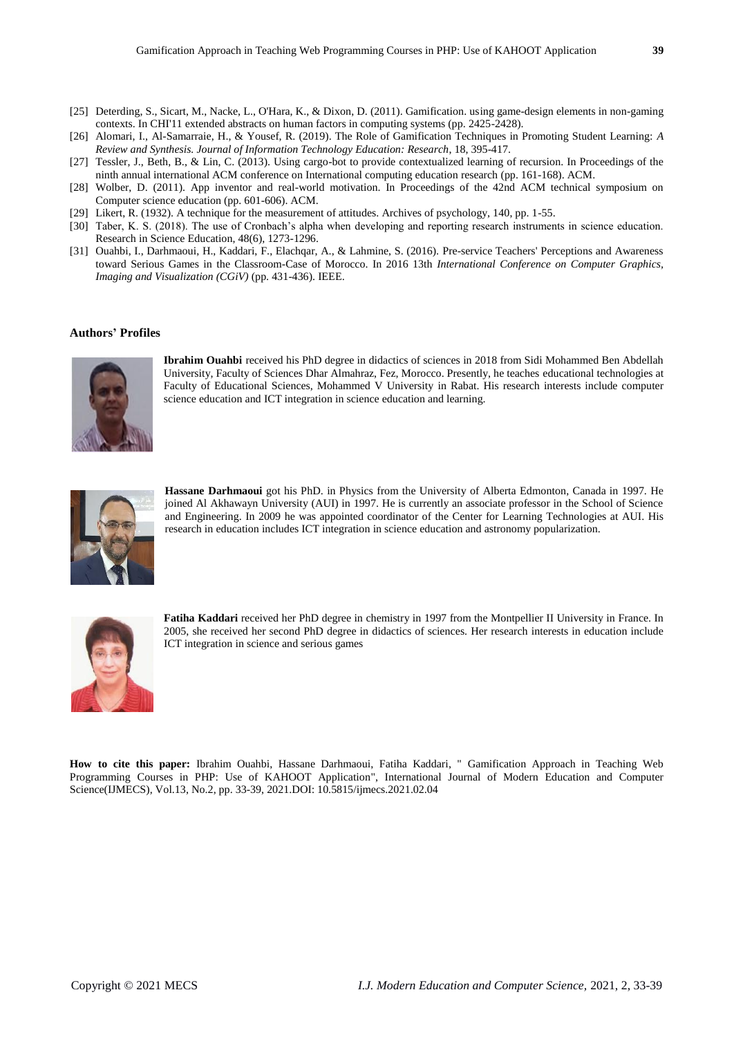[25] Deterding, S., Sicart, M., Nacke, L., O'Hara, K., & Dixon, D. (2011). Gamification. using game-design elements in non-gaming contexts. In CHI'11 extended abstracts on human factors in computing systems (pp. 2425-2428).

[26] Alomari, I., Al-Samarraie, H., & Yousef, R. (2019). The Role of Gamification Techniques in Promoting Student Learning: *A Review and Synthesis. Journal of Information Technology Education: Research*, 18, 395-417.

[27] Tessler, J., Beth, B., & Lin, C. (2013). Using cargo-bot to provide contextualized learning of recursion. In Proceedings of the ninth annual international ACM conference on International computing education research (pp. 161-168). ACM.

[28] Wolber, D. (2011). App inventor and real-world motivation. In Proceedings of the 42nd ACM technical symposium on Computer science education (pp. 601-606). ACM.

[29] Likert, R. (1932). A technique for the measurement of attitudes. Archives of psychology, 140, pp. 1-55.

[30] Taber, K. S. (2018). The use of Cronbach's alpha when developing and reporting research instruments in science education. Research in Science Education, 48(6), 1273-1296.

[31] Ouahbi, I., Darhmaoui, H., Kaddari, F., Elachqar, A., & Lahmine, S. (2016). Pre-service Teachers' Perceptions and Awareness toward Serious Games in the Classroom-Case of Morocco. In 2016 13th *International Conference on Computer Graphics, Imaging and Visualization (CGiV)* (pp. 431-436). IEEE.

### Authors' Profiles

**Ibrahim Ouahbi** received his PhD degree in didactics of sciences in 2018 from Sidi Mohammed Ben Abdellah University, Faculty of Sciences Dhar Almahraz, Fez, Morocco. Presently, he teaches educational technologies at Faculty of Educational Sciences, Mohammed V University in Rabat. His research interests include computer science education and ICT integration in science education and learning.

**Hassane Darhmaoui** got his PhD. in Physics from the University of Alberta Edmonton, Canada in 1997. He joined Al Akhawayn University (AUI) in 1997. He is currently an associate professor in the School of Science and Engineering. In 2009 he was appointed coordinator of the Center for Learning Technologies at AUI. His research in education includes ICT integration in science education and astronomy popularization.

**Fatiha Kaddari** received her PhD degree in chemistry in 1997 from the Montpellier II University in France. In 2005, she received her second PhD degree in didactics of sciences. Her research interests in education include ICT integration in science and serious games

**How to cite this paper:** Ibrahim Ouahbi, Hassane Darhmaoui, Fatiha Kaddari, " Gamification Approach in Teaching Web Programming Courses in PHP: Use of KAHOOT Application", International Journal of Modern Education and Computer Science(IJMECS), Vol.13, No.2, pp. 33-39, 2021.DOI: 10.5815/ijmecs.2021.02.04